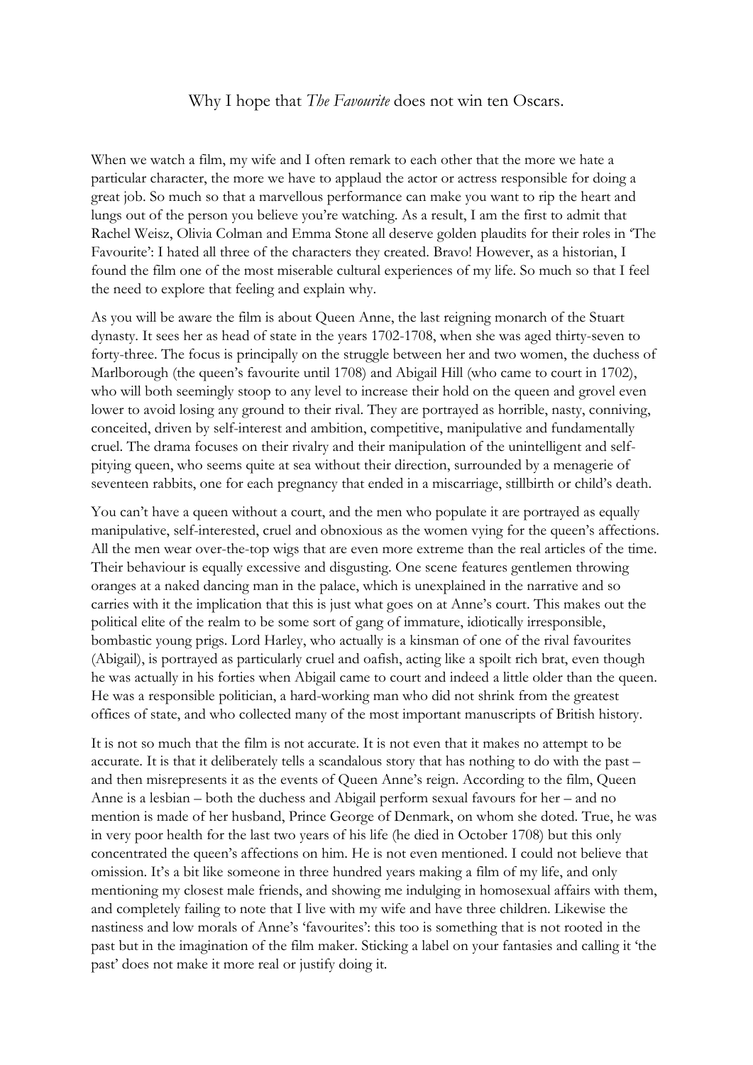# Why I hope that *The Favourite* does not win ten Oscars.

When we watch a film, my wife and I often remark to each other that the more we hate a particular character, the more we have to applaud the actor or actress responsible for doing a great job. So much so that a marvellous performance can make you want to rip the heart and lungs out of the person you believe you're watching. As a result, I am the first to admit that Rachel Weisz, Olivia Colman and Emma Stone all deserve golden plaudits for their roles in 'The Favourite': I hated all three of the characters they created. Bravo! However, as a historian, I found the film one of the most miserable cultural experiences of my life. So much so that I feel the need to explore that feeling and explain why.

As you will be aware the film is about Queen Anne, the last reigning monarch of the Stuart dynasty. It sees her as head of state in the years 1702-1708, when she was aged thirty-seven to forty-three. The focus is principally on the struggle between her and two women, the duchess of Marlborough (the queen's favourite until 1708) and Abigail Hill (who came to court in 1702), who will both seemingly stoop to any level to increase their hold on the queen and grovel even lower to avoid losing any ground to their rival. They are portrayed as horrible, nasty, conniving, conceited, driven by self-interest and ambition, competitive, manipulative and fundamentally cruel. The drama focuses on their rivalry and their manipulation of the unintelligent and self-pitying queen, who seems quite at sea without their direction, surrounded by a menagerie of seventeen rabbits, one for each pregnancy that ended in a miscarriage, stillbirth or child's death.

You can't have a queen without a court, and the men who populate it are portrayed as equally manipulative, self-interested, cruel and obnoxious as the women vying for the queen's affections. All the men wear over-the-top wigs that are even more extreme than the real articles of the time. Their behaviour is equally excessive and disgusting. One scene features gentlemen throwing oranges at a naked dancing man in the palace, which is unexplained in the narrative and so carries with it the implication that this is just what goes on at Anne's court. This makes out the political elite of the realm to be some sort of gang of immature, idiotically irresponsible, bombastic young prigs. Lord Harley, who actually is a kinsman of one of the rival favourites (Abigail), is portrayed as particularly cruel and oafish, acting like a spoilt rich brat, even though he was actually in his forties when Abigail came to court and indeed a little older than the queen. He was a responsible politician, a hard-working man who did not shrink from the greatest offices of state, and who collected many of the most important manuscripts of British history.

It is not so much that the film is not accurate. It is not even that it makes no attempt to be accurate. It is that it deliberately tells a scandalous story that has nothing to do with the past – and then misrepresents it as the events of Queen Anne's reign. According to the film, Queen Anne is a lesbian – both the duchess and Abigail perform sexual favours for her – and no mention is made of her husband, Prince George of Denmark, on whom she doted. True, he was in very poor health for the last two years of his life (he died in October 1708) but this only concentrated the queen's affections on him. He is not even mentioned. I could not believe that omission. It's a bit like someone in three hundred years making a film of my life, and only mentioning my closest male friends, and showing me indulging in homosexual affairs with them, and completely failing to note that I live with my wife and have three children. Likewise the nastiness and low morals of Anne's 'favourites': this too is something that is not rooted in the past but in the imagination of the film maker. Sticking a label on your fantasies and calling it 'the past' does not make it more real or justify doing it.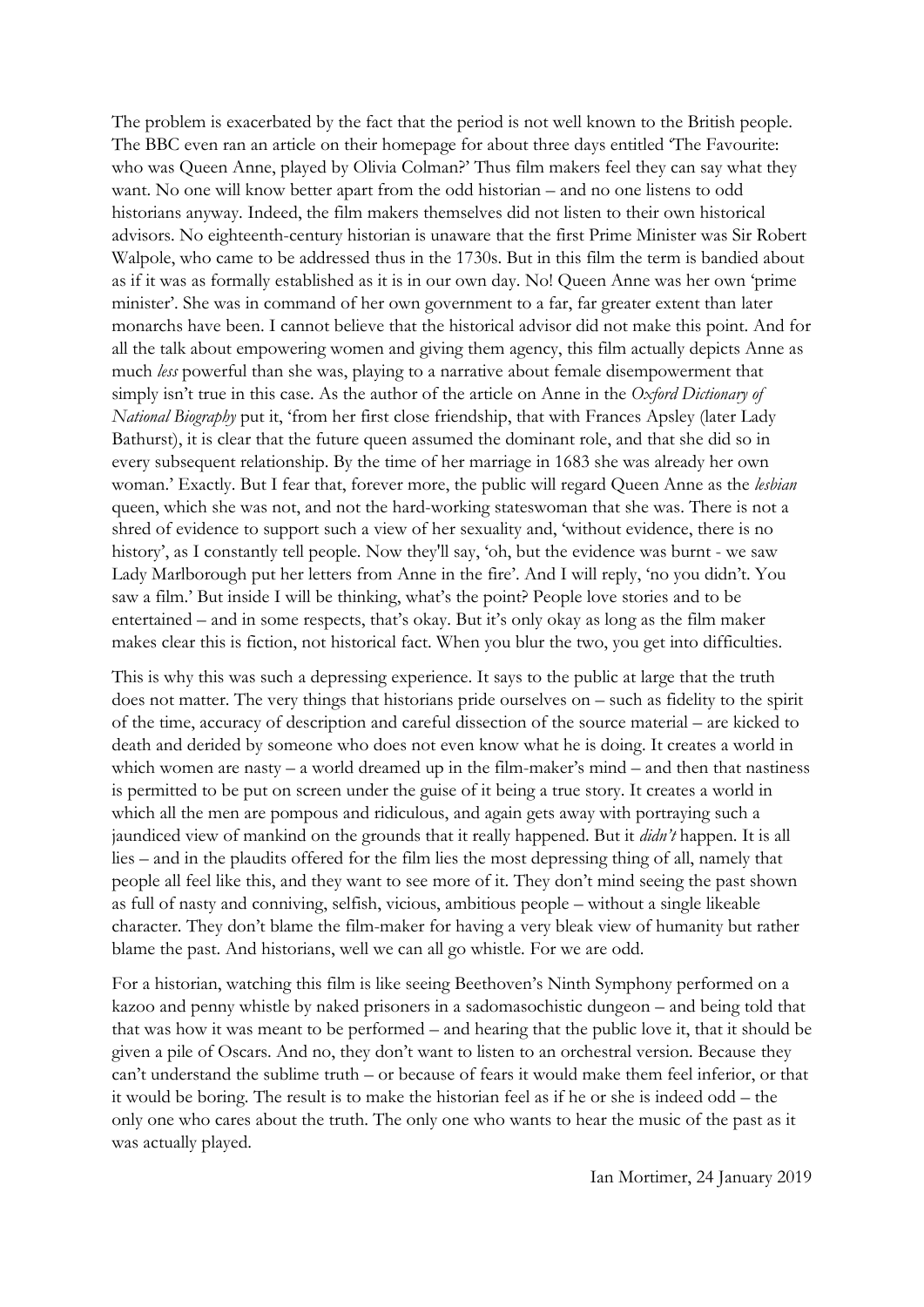The problem is exacerbated by the fact that the period is not well known to the British people. The BBC even ran an article on their homepage for about three days entitled 'The Favourite: who was Queen Anne, played by Olivia Colman?' Thus film makers feel they can say what they want. No one will know better apart from the odd historian – and no one listens to odd historians anyway. Indeed, the film makers themselves did not listen to their own historical advisors. No eighteenth-century historian is unaware that the first Prime Minister was Sir Robert Walpole, who came to be addressed thus in the 1730s. But in this film the term is bandied about as if it was as formally established as it is in our own day. No! Queen Anne was her own 'prime minister'. She was in command of her own government to a far, far greater extent than later monarchs have been. I cannot believe that the historical advisor did not make this point. And for all the talk about empowering women and giving them agency, this film actually depicts Anne as much *less* powerful than she was, playing to a narrative about female disempowerment that simply isn't true in this case. As the author of the article on Anne in the *Oxford Dictionary of National Biography* put it, 'from her first close friendship, that with Frances Apsley (later Lady Bathurst), it is clear that the future queen assumed the dominant role, and that she did so in every subsequent relationship. By the time of her marriage in 1683 she was already her own woman.' Exactly. But I fear that, forever more, the public will regard Queen Anne as the *lesbian* queen, which she was not, and not the hard-working stateswoman that she was. There is not a shred of evidence to support such a view of her sexuality and, 'without evidence, there is no history', as I constantly tell people. Now they'll say, 'oh, but the evidence was burnt - we saw Lady Marlborough put her letters from Anne in the fire'. And I will reply, 'no you didn't. You saw a film.' But inside I will be thinking, what's the point? People love stories and to be entertained – and in some respects, that's okay. But it's only okay as long as the film maker makes clear this is fiction, not historical fact. When you blur the two, you get into difficulties.

This is why this was such a depressing experience. It says to the public at large that the truth does not matter. The very things that historians pride ourselves on – such as fidelity to the spirit of the time, accuracy of description and careful dissection of the source material – are kicked to death and derided by someone who does not even know what he is doing. It creates a world in which women are nasty – a world dreamed up in the film-maker's mind – and then that nastiness is permitted to be put on screen under the guise of it being a true story. It creates a world in which all the men are pompous and ridiculous, and again gets away with portraying such a jaundiced view of mankind on the grounds that it really happened. But it *didn't* happen. It is all lies – and in the plaudits offered for the film lies the most depressing thing of all, namely that people all feel like this, and they want to see more of it. They don't mind seeing the past shown as full of nasty and conniving, selfish, vicious, ambitious people – without a single likeable character. They don't blame the film-maker for having a very bleak view of humanity but rather blame the past. And historians, well we can all go whistle. For we are odd.

For a historian, watching this film is like seeing Beethoven's Ninth Symphony performed on a kazoo and penny whistle by naked prisoners in a sadomasochistic dungeon – and being told that that was how it was meant to be performed – and hearing that the public love it, that it should be given a pile of Oscars. And no, they don't want to listen to an orchestral version. Because they can't understand the sublime truth – or because of fears it would make them feel inferior, or that it would be boring. The result is to make the historian feel as if he or she is indeed odd – the only one who cares about the truth. The only one who wants to hear the music of the past as it was actually played.

Ian Mortimer, 24 January 2019